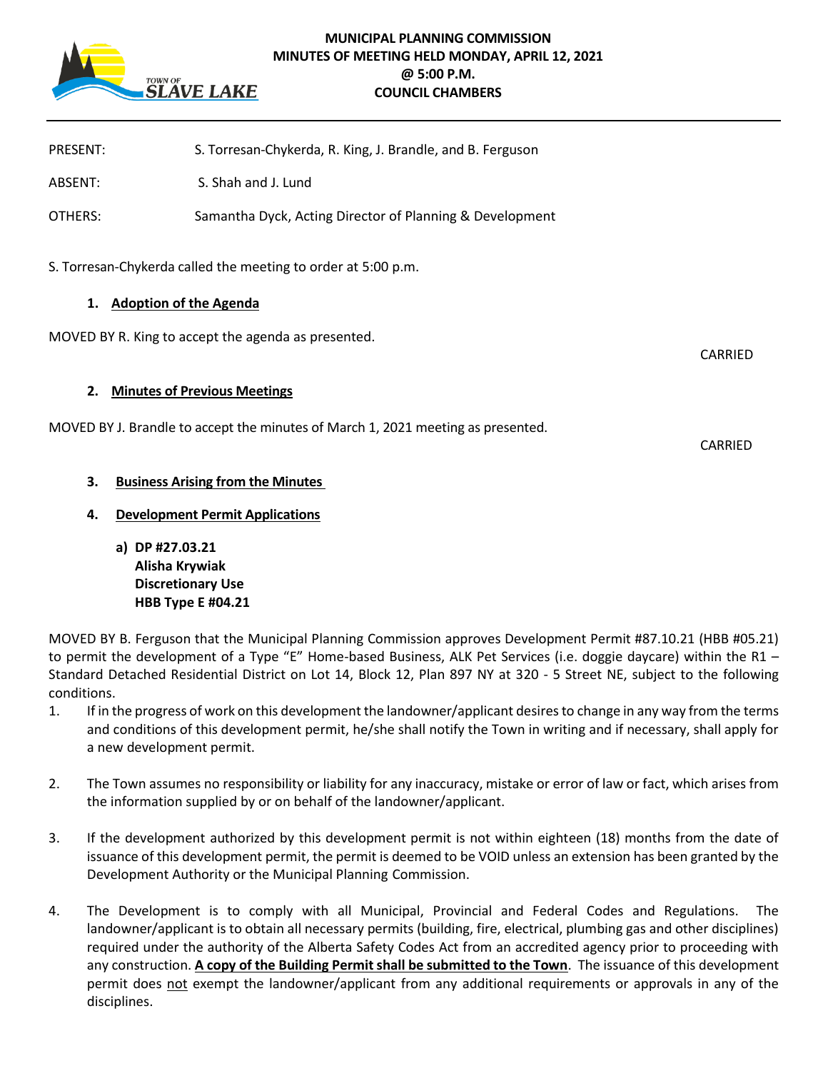# MUNICIPAL PLANNING COMMISSION
## MINUTES OF MEETING HELD MONDAY, APRIL 12, 2021
## @ 5:00 P.M.
## COUNCIL CHAMBERS

PRESENT: S. Torresan-Chykerda, R. King, J. Brandle, and B. Ferguson

ABSENT: S. Shah and J. Lund

OTHERS: Samantha Dyck, Acting Director of Planning & Development

S. Torresan-Chykerda called the meeting to order at 5:00 p.m.

### 1. Adoption of the Agenda

MOVED BY R. King to accept the agenda as presented.

CARRIED

### 2. Minutes of Previous Meetings

MOVED BY J. Brandle to accept the minutes of March 1, 2021 meeting as presented.

CARRIED

### 3. Business Arising from the Minutes

### 4. Development Permit Applications

**a) DP #27.03.21**
**Alisha Krywiak**
**Discretionary Use**
**HBB Type E #04.21**

MOVED BY B. Ferguson that the Municipal Planning Commission approves Development Permit #87.10.21 (HBB #05.21) to permit the development of a Type "E" Home-based Business, ALK Pet Services (i.e. doggie daycare) within the R1 – Standard Detached Residential District on Lot 14, Block 12, Plan 897 NY at 320 - 5 Street NE, subject to the following conditions.

1. If in the progress of work on this development the landowner/applicant desires to change in any way from the terms and conditions of this development permit, he/she shall notify the Town in writing and if necessary, shall apply for a new development permit.

2. The Town assumes no responsibility or liability for any inaccuracy, mistake or error of law or fact, which arises from the information supplied by or on behalf of the landowner/applicant.

3. If the development authorized by this development permit is not within eighteen (18) months from the date of issuance of this development permit, the permit is deemed to be VOID unless an extension has been granted by the Development Authority or the Municipal Planning Commission.

4. The Development is to comply with all Municipal, Provincial and Federal Codes and Regulations. The landowner/applicant is to obtain all necessary permits (building, fire, electrical, plumbing gas and other disciplines) required under the authority of the Alberta Safety Codes Act from an accredited agency prior to proceeding with any construction. **A copy of the Building Permit shall be submitted to the Town**. The issuance of this development permit does not exempt the landowner/applicant from any additional requirements or approvals in any of the disciplines.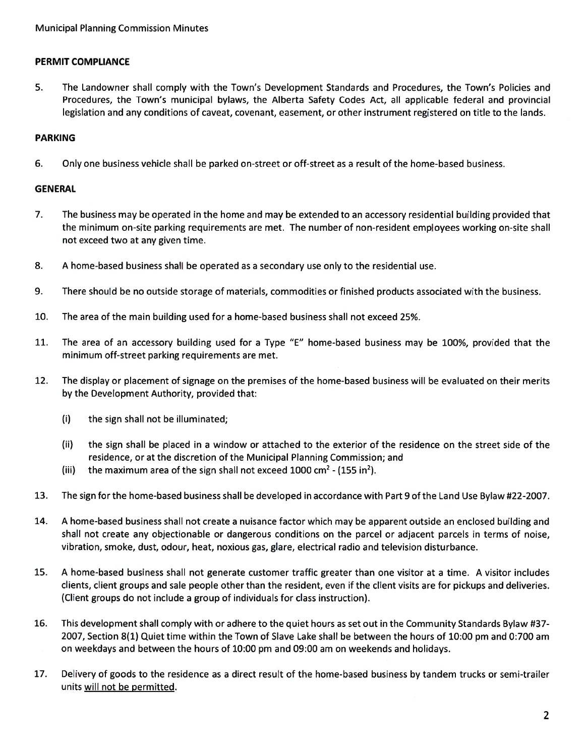## PERMIT COMPLIANCE

5. The Landowner shall comply with the Town's Development Standards and Procedures, the Town's Policies and Procedures, the Town's municipal bylaws, the Alberta Safety Codes Act, all applicable federal and provincial legislation and any conditions of caveat, covenant, easement, or other instrument registered on title to the lands.

## PARKING

6. Only one business vehicle shall be parked on-street or off-street as a result of the home-based business.

## GENERAL

7. The business may be operated in the home and may be extended to an accessory residential building provided that the minimum on-site parking requirements are met. The number of non-resident employees working on-site shall not exceed two at any given time.

8. A home-based business shall be operated as a secondary use only to the residential use.

9. There should be no outside storage of materials, commodities or finished products associated with the business.

10. The area of the main building used for a home-based business shall not exceed 25%.

11. The area of an accessory building used for a Type "E" home-based business may be 100%, provided that the minimum off-street parking requirements are met.

12. The display or placement of signage on the premises of the home-based business will be evaluated on their merits by the Development Authority, provided that:

    (i) the sign shall not be illuminated;

    (ii) the sign shall be placed in a window or attached to the exterior of the residence on the street side of the residence, or at the discretion of the Municipal Planning Commission; and

    (iii) the maximum area of the sign shall not exceed 1000 $cm^2$ - (155 $in^2$).

13. The sign for the home-based business shall be developed in accordance with Part 9 of the Land Use Bylaw #22-2007.

14. A home-based business shall not create a nuisance factor which may be apparent outside an enclosed building and shall not create any objectionable or dangerous conditions on the parcel or adjacent parcels in terms of noise, vibration, smoke, dust, odour, heat, noxious gas, glare, electrical radio and television disturbance.

15. A home-based business shall not generate customer traffic greater than one visitor at a time. A visitor includes clients, client groups and sale people other than the resident, even if the client visits are for pickups and deliveries. (Client groups do not include a group of individuals for class instruction).

16. This development shall comply with or adhere to the quiet hours as set out in the Community Standards Bylaw #37-2007, Section 8(1) Quiet time within the Town of Slave Lake shall be between the hours of 10:00 pm and 0:700 am on weekdays and between the hours of 10:00 pm and 09:00 am on weekends and holidays.

17. Delivery of goods to the residence as a direct result of the home-based business by tandem trucks or semi-trailer units <u>will not be permitted</u>.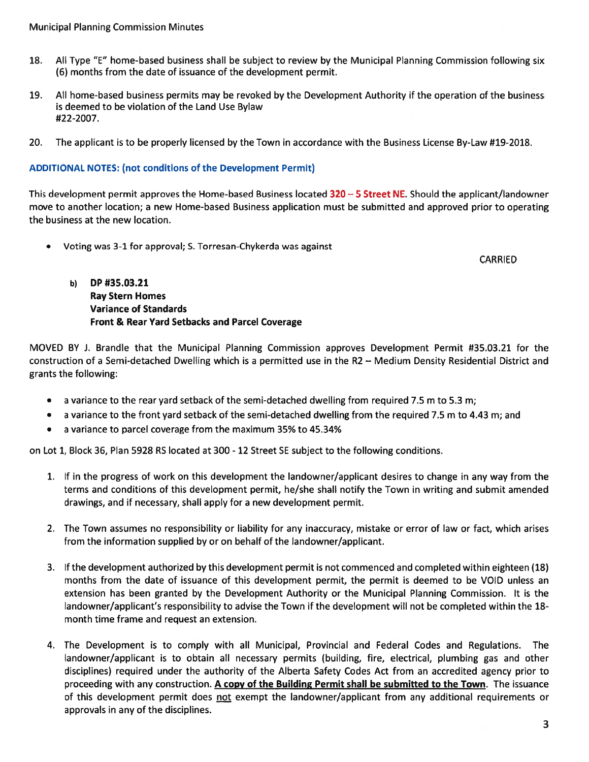18. All Type "E" home-based business shall be subject to review by the Municipal Planning Commission following six (6) months from the date of issuance of the development permit.

19. All home-based business permits may be revoked by the Development Authority if the operation of the business is deemed to be violation of the Land Use Bylaw #22-2007.

20. The applicant is to be properly licensed by the Town in accordance with the Business License By-Law #19-2018.

**ADDITIONAL NOTES: (not conditions of the Development Permit)**

This development permit approves the Home-based Business located **320 – 5 Street NE**. Should the applicant/landowner move to another location; a new Home-based Business application must be submitted and approved prior to operating the business at the new location.

- Voting was 3-1 for approval; S. Torresan-Chykerda was against

CARRIED

**b) DP #35.03.21**
**Ray Stern Homes**
**Variance of Standards**
**Front & Rear Yard Setbacks and Parcel Coverage**

MOVED BY J. Brandle that the Municipal Planning Commission approves Development Permit #35.03.21 for the construction of a Semi-detached Dwelling which is a permitted use in the R2 – Medium Density Residential District and grants the following:

- a variance to the rear yard setback of the semi-detached dwelling from required 7.5 m to 5.3 m;
- a variance to the front yard setback of the semi-detached dwelling from the required 7.5 m to 4.43 m; and
- a variance to parcel coverage from the maximum 35% to 45.34%

on Lot 1, Block 36, Plan 5928 RS located at 300 - 12 Street SE subject to the following conditions.

1. If in the progress of work on this development the landowner/applicant desires to change in any way from the terms and conditions of this development permit, he/she shall notify the Town in writing and submit amended drawings, and if necessary, shall apply for a new development permit.

2. The Town assumes no responsibility or liability for any inaccuracy, mistake or error of law or fact, which arises from the information supplied by or on behalf of the landowner/applicant.

3. If the development authorized by this development permit is not commenced and completed within eighteen (18) months from the date of issuance of this development permit, the permit is deemed to be VOID unless an extension has been granted by the Development Authority or the Municipal Planning Commission. It is the landowner/applicant's responsibility to advise the Town if the development will not be completed within the 18-month time frame and request an extension.

4. The Development is to comply with all Municipal, Provincial and Federal Codes and Regulations. The landowner/applicant is to obtain all necessary permits (building, fire, electrical, plumbing gas and other disciplines) required under the authority of the Alberta Safety Codes Act from an accredited agency prior to proceeding with any construction. **A copy of the Building Permit shall be submitted to the Town**. The issuance of this development permit does not exempt the landowner/applicant from any additional requirements or approvals in any of the disciplines.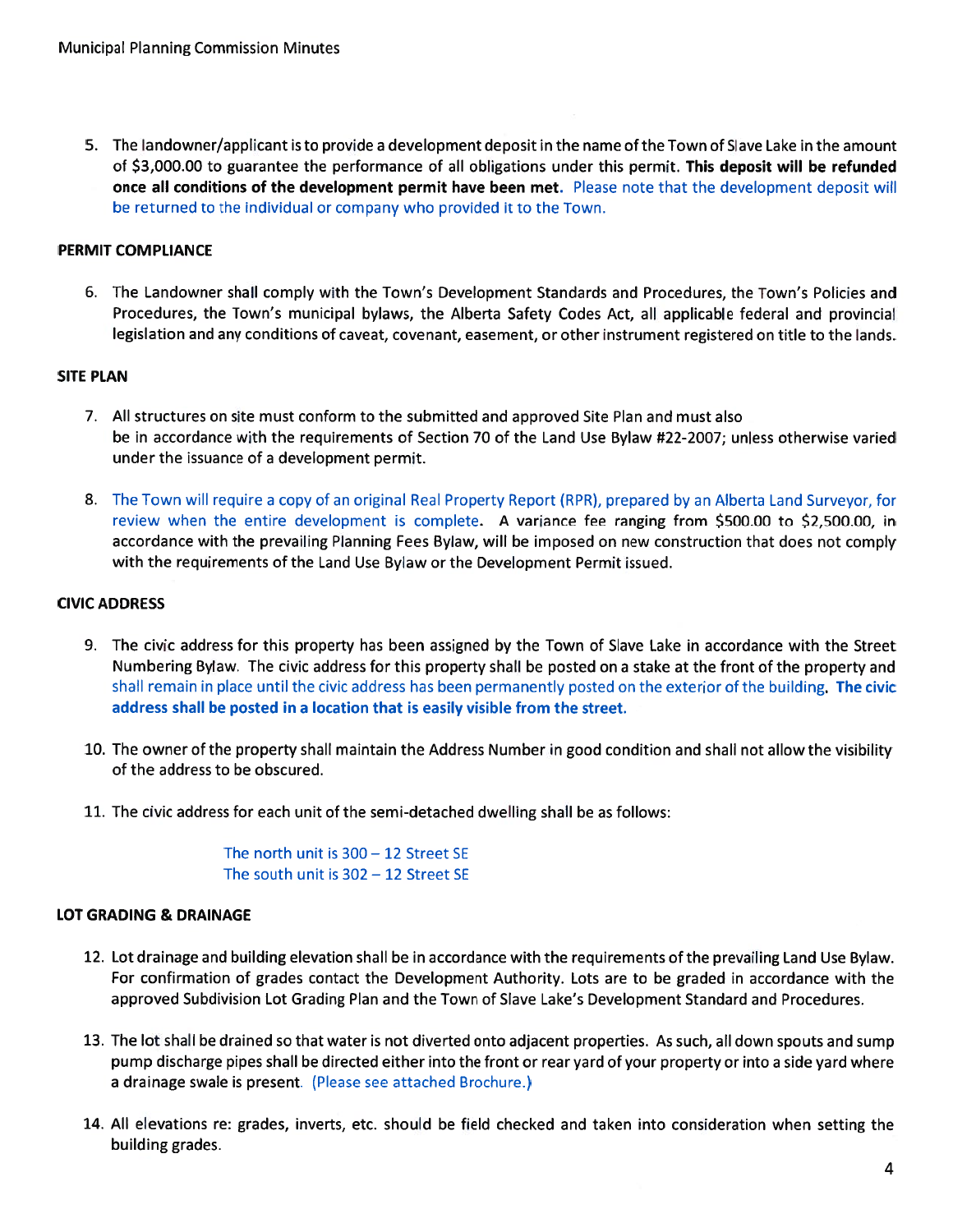5. The landowner/applicant is to provide a development deposit in the name of the Town of Slave Lake in the amount of $3,000.00 to guarantee the performance of all obligations under this permit. **This deposit will be refunded once all conditions of the development permit have been met.** Please note that the development deposit will be returned to the individual or company who provided it to the Town.

**PERMIT COMPLIANCE**

6. The Landowner shall comply with the Town's Development Standards and Procedures, the Town's Policies and Procedures, the Town's municipal bylaws, the Alberta Safety Codes Act, all applicable federal and provincial legislation and any conditions of caveat, covenant, easement, or other instrument registered on title to the lands.

**SITE PLAN**

7. All structures on site must conform to the submitted and approved Site Plan and must also be in accordance with the requirements of Section 70 of the Land Use Bylaw #22-2007; unless otherwise varied under the issuance of a development permit.

8. The Town will require a copy of an original Real Property Report (RPR), prepared by an Alberta Land Surveyor, for review when the entire development is complete. A variance fee ranging from $500.00 to $2,500.00, in accordance with the prevailing Planning Fees Bylaw, will be imposed on new construction that does not comply with the requirements of the Land Use Bylaw or the Development Permit issued.

**CIVIC ADDRESS**

9. The civic address for this property has been assigned by the Town of Slave Lake in accordance with the Street Numbering Bylaw. The civic address for this property shall be posted on a stake at the front of the property and shall remain in place until the civic address has been permanently posted on the exterior of the building. **The civic address shall be posted in a location that is easily visible from the street.**

10. The owner of the property shall maintain the Address Number in good condition and shall not allow the visibility of the address to be obscured.

11. The civic address for each unit of the semi-detached dwelling shall be as follows:

    The north unit is 300 – 12 Street SE
    The south unit is 302 – 12 Street SE

**LOT GRADING & DRAINAGE**

12. Lot drainage and building elevation shall be in accordance with the requirements of the prevailing Land Use Bylaw. For confirmation of grades contact the Development Authority. Lots are to be graded in accordance with the approved Subdivision Lot Grading Plan and the Town of Slave Lake's Development Standard and Procedures.

13. The lot shall be drained so that water is not diverted onto adjacent properties. As such, all down spouts and sump pump discharge pipes shall be directed either into the front or rear yard of your property or into a side yard where a drainage swale is present. (Please see attached Brochure.)

14. All elevations re: grades, inverts, etc. should be field checked and taken into consideration when setting the building grades.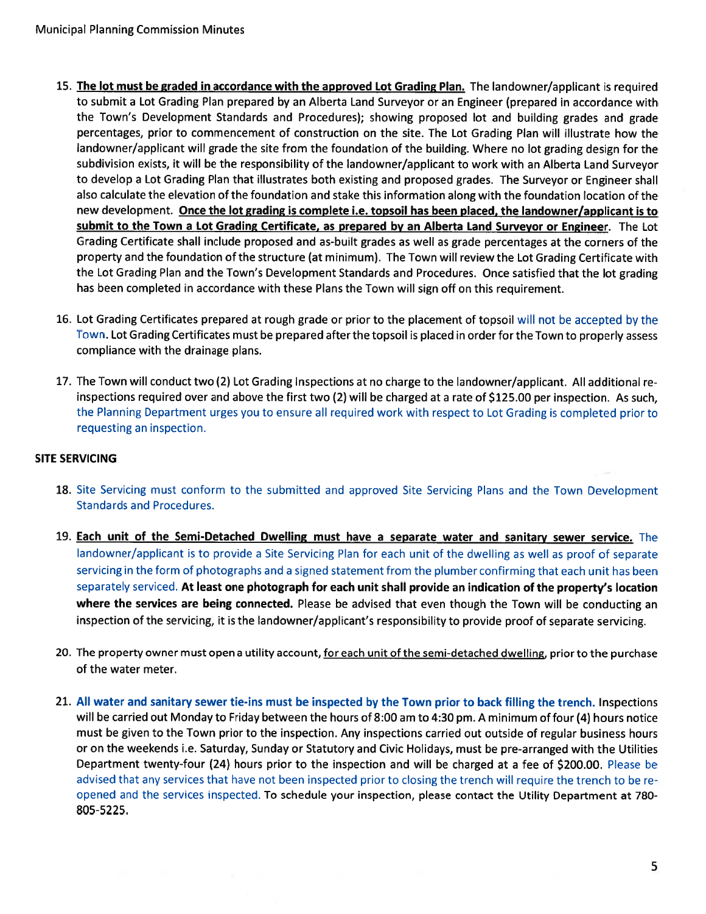15. **The lot must be graded in accordance with the approved Lot Grading Plan.** The landowner/applicant is required to submit a Lot Grading Plan prepared by an Alberta Land Surveyor or an Engineer (prepared in accordance with the Town's Development Standards and Procedures); showing proposed lot and building grades and grade percentages, prior to commencement of construction on the site. The Lot Grading Plan will illustrate how the landowner/applicant will grade the site from the foundation of the building. Where no lot grading design for the subdivision exists, it will be the responsibility of the landowner/applicant to work with an Alberta Land Surveyor to develop a Lot Grading Plan that illustrates both existing and proposed grades. The Surveyor or Engineer shall also calculate the elevation of the foundation and stake this information along with the foundation location of the new development. **Once the lot grading is complete i.e. topsoil has been placed, the landowner/applicant is to submit to the Town a Lot Grading Certificate, as prepared by an Alberta Land Surveyor or Engineer.** The Lot Grading Certificate shall include proposed and as-built grades as well as grade percentages at the corners of the property and the foundation of the structure (at minimum). The Town will review the Lot Grading Certificate with the Lot Grading Plan and the Town's Development Standards and Procedures. Once satisfied that the lot grading has been completed in accordance with these Plans the Town will sign off on this requirement.

16. Lot Grading Certificates prepared at rough grade or prior to the placement of topsoil will not be accepted by the Town. Lot Grading Certificates must be prepared after the topsoil is placed in order for the Town to properly assess compliance with the drainage plans.

17. The Town will conduct two (2) Lot Grading Inspections at no charge to the landowner/applicant. All additional re-inspections required over and above the first two (2) will be charged at a rate of $125.00 per inspection. As such, the Planning Department urges you to ensure all required work with respect to Lot Grading is completed prior to requesting an inspection.

**SITE SERVICING**

18. Site Servicing must conform to the submitted and approved Site Servicing Plans and the Town Development Standards and Procedures.

19. **Each unit of the Semi-Detached Dwelling must have a separate water and sanitary sewer service.** The landowner/applicant is to provide a Site Servicing Plan for each unit of the dwelling as well as proof of separate servicing in the form of photographs and a signed statement from the plumber confirming that each unit has been separately serviced. **At least one photograph for each unit shall provide an indication of the property's location where the services are being connected.** Please be advised that even though the Town will be conducting an inspection of the servicing, it is the landowner/applicant's responsibility to provide proof of separate servicing.

20. The property owner must open a utility account, for each unit of the semi-detached dwelling, prior to the purchase of the water meter.

21. **All water and sanitary sewer tie-ins must be inspected by the Town prior to back filling the trench.** Inspections will be carried out Monday to Friday between the hours of 8:00 am to 4:30 pm. A minimum of four (4) hours notice must be given to the Town prior to the inspection. Any inspections carried out outside of regular business hours or on the weekends i.e. Saturday, Sunday or Statutory and Civic Holidays, must be pre-arranged with the Utilities Department twenty-four (24) hours prior to the inspection and will be charged at a fee of $200.00. Please be advised that any services that have not been inspected prior to closing the trench will require the trench to be re-opened and the services inspected. To schedule your inspection, please contact the Utility Department at 780-805-5225.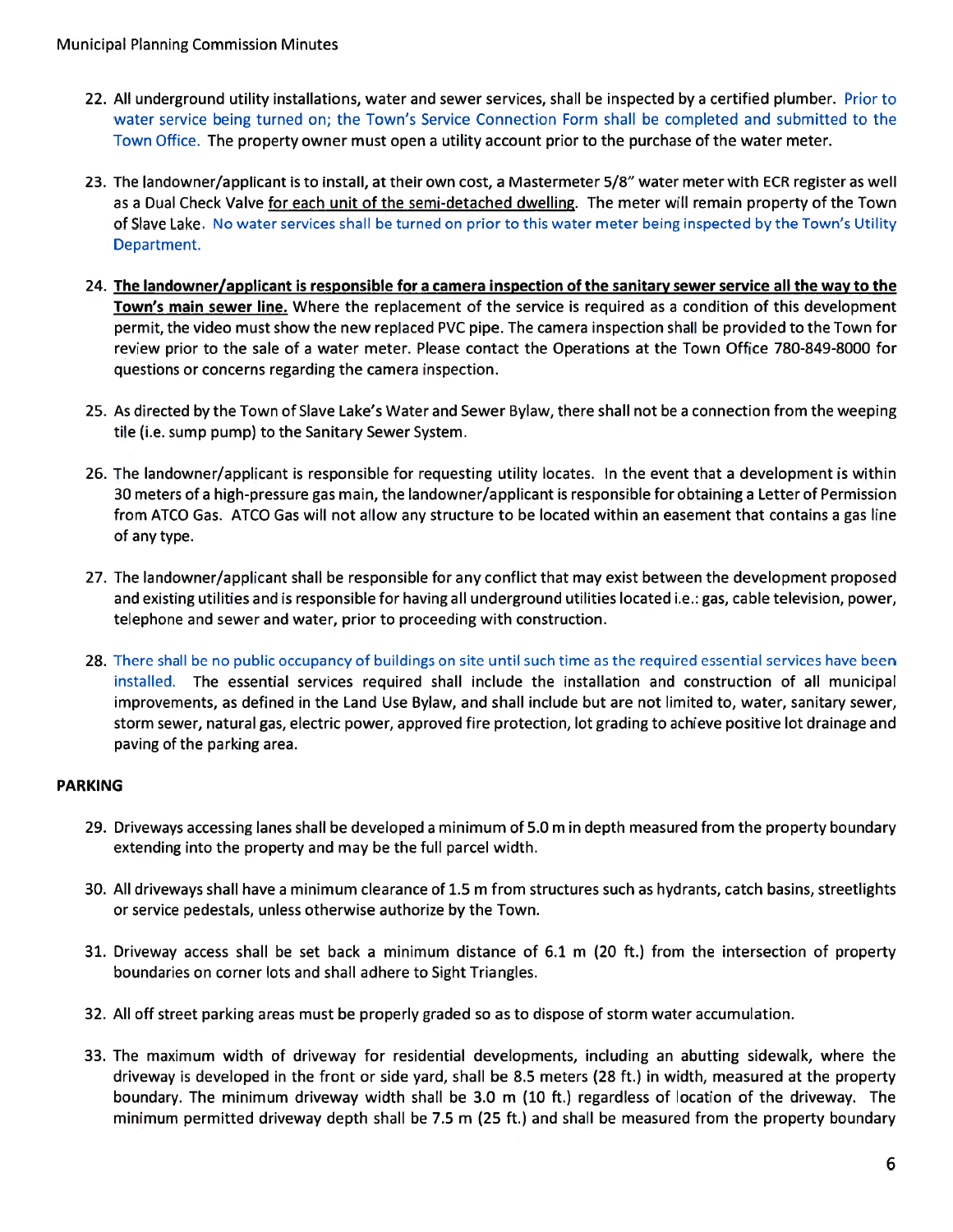22. All underground utility installations, water and sewer services, shall be inspected by a certified plumber. Prior to water service being turned on; the Town's Service Connection Form shall be completed and submitted to the Town Office. The property owner must open a utility account prior to the purchase of the water meter.

23. The landowner/applicant is to install, at their own cost, a Mastermeter 5/8" water meter with ECR register as well as a Dual Check Valve for each unit of the semi-detached dwelling. The meter will remain property of the Town of Slave Lake. No water services shall be turned on prior to this water meter being inspected by the Town's Utility Department.

24. **The landowner/applicant is responsible for a camera inspection of the sanitary sewer service all the way to the Town's main sewer line.** Where the replacement of the service is required as a condition of this development permit, the video must show the new replaced PVC pipe. The camera inspection shall be provided to the Town for review prior to the sale of a water meter. Please contact the Operations at the Town Office 780-849-8000 for questions or concerns regarding the camera inspection.

25. As directed by the Town of Slave Lake's Water and Sewer Bylaw, there shall not be a connection from the weeping tile (i.e. sump pump) to the Sanitary Sewer System.

26. The landowner/applicant is responsible for requesting utility locates. In the event that a development is within 30 meters of a high-pressure gas main, the landowner/applicant is responsible for obtaining a Letter of Permission from ATCO Gas. ATCO Gas will not allow any structure to be located within an easement that contains a gas line of any type.

27. The landowner/applicant shall be responsible for any conflict that may exist between the development proposed and existing utilities and is responsible for having all underground utilities located i.e.: gas, cable television, power, telephone and sewer and water, prior to proceeding with construction.

28. There shall be no public occupancy of buildings on site until such time as the required essential services have been installed. The essential services required shall include the installation and construction of all municipal improvements, as defined in the Land Use Bylaw, and shall include but are not limited to, water, sanitary sewer, storm sewer, natural gas, electric power, approved fire protection, lot grading to achieve positive lot drainage and paving of the parking area.

**PARKING**

29. Driveways accessing lanes shall be developed a minimum of 5.0 m in depth measured from the property boundary extending into the property and may be the full parcel width.

30. All driveways shall have a minimum clearance of 1.5 m from structures such as hydrants, catch basins, streetlights or service pedestals, unless otherwise authorize by the Town.

31. Driveway access shall be set back a minimum distance of 6.1 m (20 ft.) from the intersection of property boundaries on corner lots and shall adhere to Sight Triangles.

32. All off street parking areas must be properly graded so as to dispose of storm water accumulation.

33. The maximum width of driveway for residential developments, including an abutting sidewalk, where the driveway is developed in the front or side yard, shall be 8.5 meters (28 ft.) in width, measured at the property boundary. The minimum driveway width shall be 3.0 m (10 ft.) regardless of location of the driveway. The minimum permitted driveway depth shall be 7.5 m (25 ft.) and shall be measured from the property boundary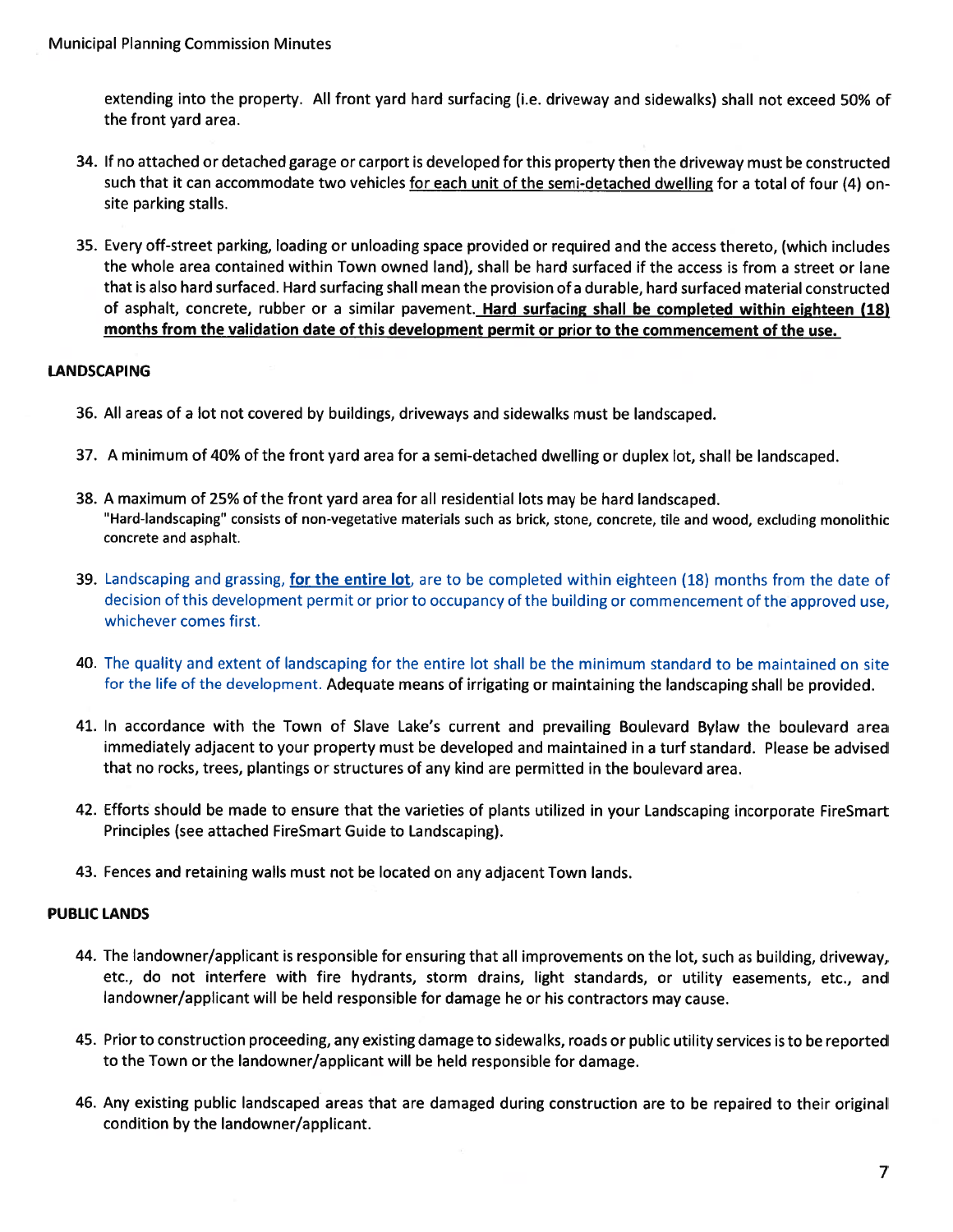extending into the property. All front yard hard surfacing (i.e. driveway and sidewalks) shall not exceed 50% of the front yard area.

34. If no attached or detached garage or carport is developed for this property then the driveway must be constructed such that it can accommodate two vehicles for each unit of the semi-detached dwelling for a total of four (4) on-site parking stalls.

35. Every off-street parking, loading or unloading space provided or required and the access thereto, (which includes the whole area contained within Town owned land), shall be hard surfaced if the access is from a street or lane that is also hard surfaced. Hard surfacing shall mean the provision of a durable, hard surfaced material constructed of asphalt, concrete, rubber or a similar pavement. **Hard surfacing shall be completed within eighteen (18) months from the validation date of this development permit or prior to the commencement of the use.**

### LANDSCAPING

36. All areas of a lot not covered by buildings, driveways and sidewalks must be landscaped.

37. A minimum of 40% of the front yard area for a semi-detached dwelling or duplex lot, shall be landscaped.

38. A maximum of 25% of the front yard area for all residential lots may be hard landscaped.
"Hard-landscaping" consists of non-vegetative materials such as brick, stone, concrete, tile and wood, excluding monolithic concrete and asphalt.

39. Landscaping and grassing, **for the entire lot**, are to be completed within eighteen (18) months from the date of decision of this development permit or prior to occupancy of the building or commencement of the approved use, whichever comes first.

40. The quality and extent of landscaping for the entire lot shall be the minimum standard to be maintained on site for the life of the development. Adequate means of irrigating or maintaining the landscaping shall be provided.

41. In accordance with the Town of Slave Lake's current and prevailing Boulevard Bylaw the boulevard area immediately adjacent to your property must be developed and maintained in a turf standard. Please be advised that no rocks, trees, plantings or structures of any kind are permitted in the boulevard area.

42. Efforts should be made to ensure that the varieties of plants utilized in your Landscaping incorporate FireSmart Principles (see attached FireSmart Guide to Landscaping).

43. Fences and retaining walls must not be located on any adjacent Town lands.

### PUBLIC LANDS

44. The landowner/applicant is responsible for ensuring that all improvements on the lot, such as building, driveway, etc., do not interfere with fire hydrants, storm drains, light standards, or utility easements, etc., and landowner/applicant will be held responsible for damage he or his contractors may cause.

45. Prior to construction proceeding, any existing damage to sidewalks, roads or public utility services is to be reported to the Town or the landowner/applicant will be held responsible for damage.

46. Any existing public landscaped areas that are damaged during construction are to be repaired to their original condition by the landowner/applicant.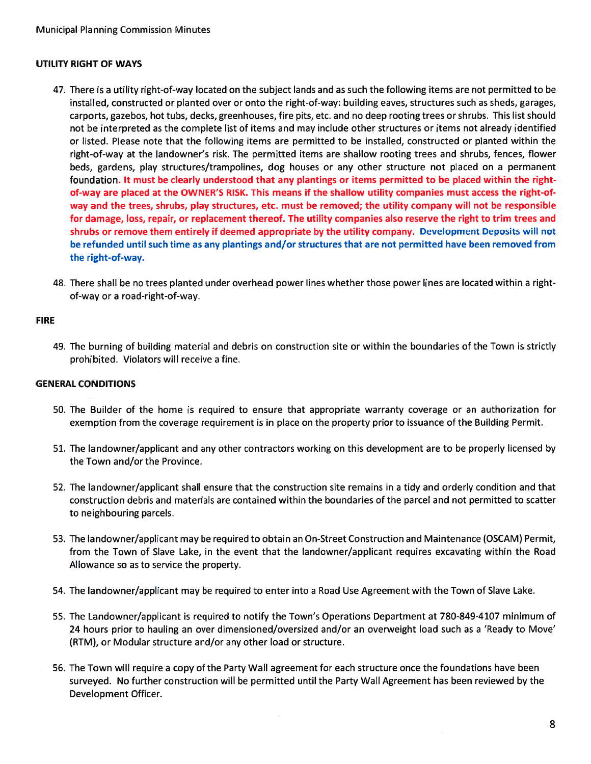### UTILITY RIGHT OF WAYS

47. There is a utility right-of-way located on the subject lands and as such the following items are not permitted to be installed, constructed or planted over or onto the right-of-way: building eaves, structures such as sheds, garages, carports, gazebos, hot tubs, decks, greenhouses, fire pits, etc. and no deep rooting trees or shrubs. This list should not be interpreted as the complete list of items and may include other structures or items not already identified or listed. Please note that the following items are permitted to be installed, constructed or planted within the right-of-way at the landowner's risk. The permitted items are shallow rooting trees and shrubs, fences, flower beds, gardens, play structures/trampolines, dog houses or any other structure not placed on a permanent foundation. **It must be clearly understood that any plantings or items permitted to be placed within the right-of-way are placed at the OWNER'S RISK. This means if the shallow utility companies must access the right-of-way and the trees, shrubs, play structures, etc. must be removed; the utility company will not be responsible for damage, loss, repair, or replacement thereof. The utility companies also reserve the right to trim trees and shrubs or remove them entirely if deemed appropriate by the utility company.** **Development Deposits will not be refunded until such time as any plantings and/or structures that are not permitted have been removed from the right-of-way.**

48. There shall be no trees planted under overhead power lines whether those power lines are located within a right-of-way or a road-right-of-way.

### FIRE

49. The burning of building material and debris on construction site or within the boundaries of the Town is strictly prohibited. Violators will receive a fine.

### GENERAL CONDITIONS

50. The Builder of the home is required to ensure that appropriate warranty coverage or an authorization for exemption from the coverage requirement is in place on the property prior to issuance of the Building Permit.

51. The landowner/applicant and any other contractors working on this development are to be properly licensed by the Town and/or the Province.

52. The landowner/applicant shall ensure that the construction site remains in a tidy and orderly condition and that construction debris and materials are contained within the boundaries of the parcel and not permitted to scatter to neighbouring parcels.

53. The landowner/applicant may be required to obtain an On-Street Construction and Maintenance (OSCAM) Permit, from the Town of Slave Lake, in the event that the landowner/applicant requires excavating within the Road Allowance so as to service the property.

54. The landowner/applicant may be required to enter into a Road Use Agreement with the Town of Slave Lake.

55. The Landowner/applicant is required to notify the Town's Operations Department at 780-849-4107 minimum of 24 hours prior to hauling an over dimensioned/oversized and/or an overweight load such as a 'Ready to Move' (RTM), or Modular structure and/or any other load or structure.

56. The Town will require a copy of the Party Wall agreement for each structure once the foundations have been surveyed. No further construction will be permitted until the Party Wall Agreement has been reviewed by the Development Officer.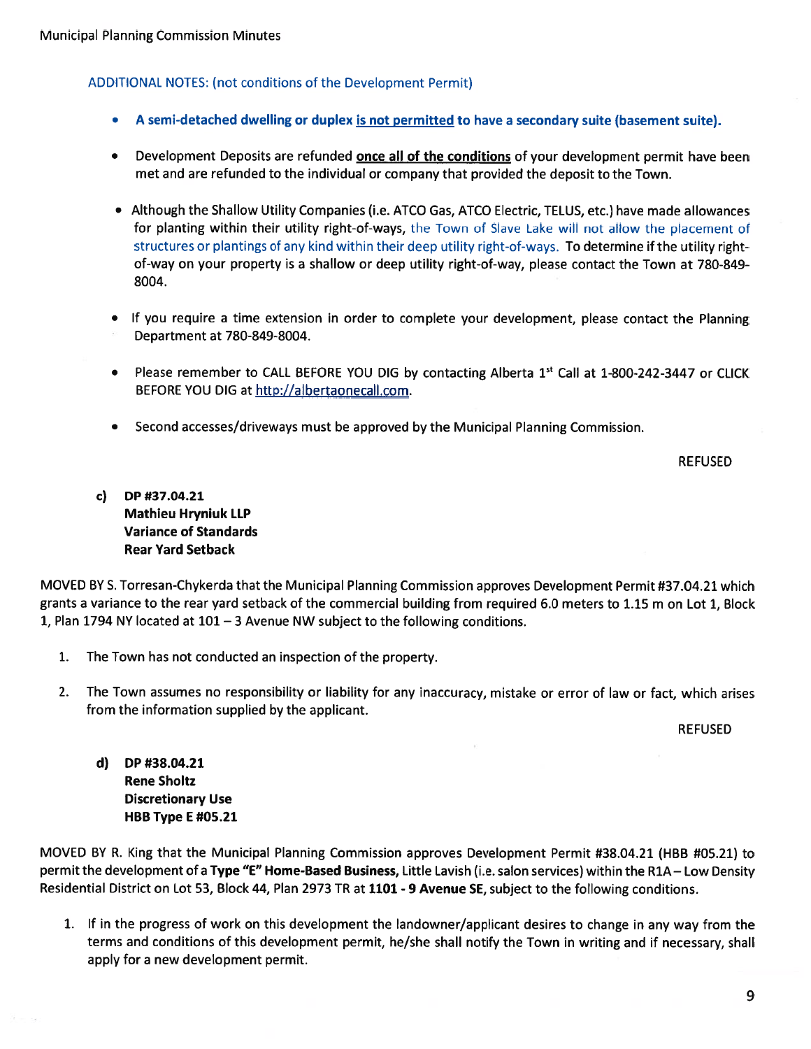ADDITIONAL NOTES: (not conditions of the Development Permit)

- **A semi-detached dwelling or duplex is not permitted to have a secondary suite (basement suite).**
- Development Deposits are refunded **once all of the conditions** of your development permit have been met and are refunded to the individual or company that provided the deposit to the Town.
- Although the Shallow Utility Companies (i.e. ATCO Gas, ATCO Electric, TELUS, etc.) have made allowances for planting within their utility right-of-ways, the Town of Slave Lake will not allow the placement of structures or plantings of any kind within their deep utility right-of-ways. To determine if the utility right-of-way on your property is a shallow or deep utility right-of-way, please contact the Town at 780-849-8004.
- If you require a time extension in order to complete your development, please contact the Planning Department at 780-849-8004.
- Please remember to CALL BEFORE YOU DIG by contacting Alberta 1st Call at 1-800-242-3447 or CLICK BEFORE YOU DIG at http://albertaonecall.com.
- Second accesses/driveways must be approved by the Municipal Planning Commission.

REFUSED

c) **DP #37.04.21**
**Mathieu Hryniuk LLP**
**Variance of Standards**
**Rear Yard Setback**

MOVED BY S. Torresan-Chykerda that the Municipal Planning Commission approves Development Permit #37.04.21 which grants a variance to the rear yard setback of the commercial building from required 6.0 meters to 1.15 m on Lot 1, Block 1, Plan 1794 NY located at 101 – 3 Avenue NW subject to the following conditions.

1. The Town has not conducted an inspection of the property.
2. The Town assumes no responsibility or liability for any inaccuracy, mistake or error of law or fact, which arises from the information supplied by the applicant.

REFUSED

d) **DP #38.04.21**
**Rene Sholtz**
**Discretionary Use**
**HBB Type E #05.21**

MOVED BY R. King that the Municipal Planning Commission approves Development Permit #38.04.21 (HBB #05.21) to permit the development of a **Type "E" Home-Based Business,** Little Lavish (i.e. salon services) within the R1A – Low Density Residential District on Lot 53, Block 44, Plan 2973 TR at **1101 - 9 Avenue SE,** subject to the following conditions.

1. If in the progress of work on this development the landowner/applicant desires to change in any way from the terms and conditions of this development permit, he/she shall notify the Town in writing and if necessary, shall apply for a new development permit.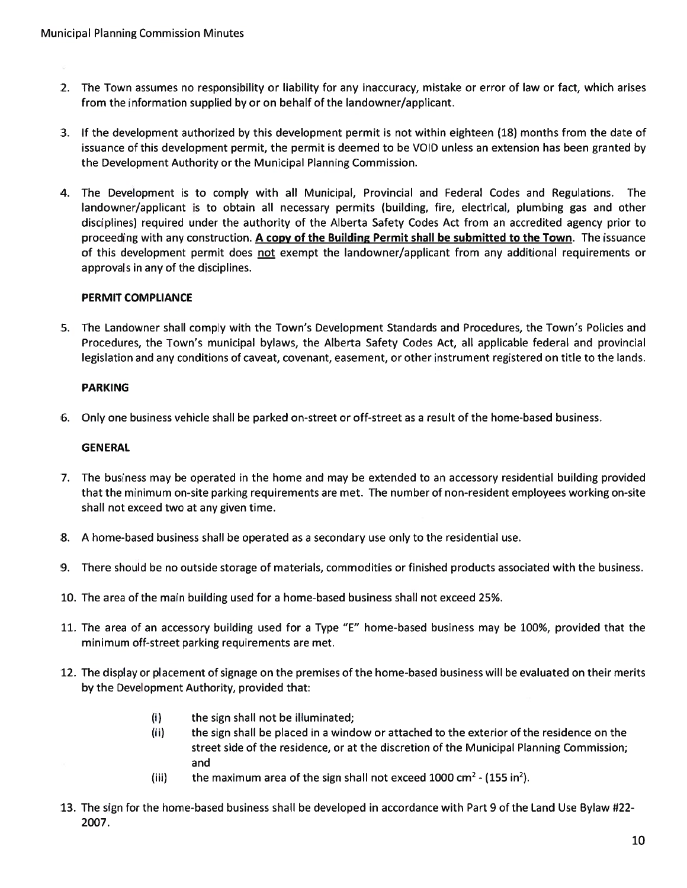2. The Town assumes no responsibility or liability for any inaccuracy, mistake or error of law or fact, which arises from the information supplied by or on behalf of the landowner/applicant.

3. If the development authorized by this development permit is not within eighteen (18) months from the date of issuance of this development permit, the permit is deemed to be VOID unless an extension has been granted by the Development Authority or the Municipal Planning Commission.

4. The Development is to comply with all Municipal, Provincial and Federal Codes and Regulations. The landowner/applicant is to obtain all necessary permits (building, fire, electrical, plumbing gas and other disciplines) required under the authority of the Alberta Safety Codes Act from an accredited agency prior to proceeding with any construction. **A copy of the Building Permit shall be submitted to the Town**. The issuance of this development permit does not exempt the landowner/applicant from any additional requirements or approvals in any of the disciplines.

**PERMIT COMPLIANCE**

5. The Landowner shall comply with the Town's Development Standards and Procedures, the Town's Policies and Procedures, the Town's municipal bylaws, the Alberta Safety Codes Act, all applicable federal and provincial legislation and any conditions of caveat, covenant, easement, or other instrument registered on title to the lands.

**PARKING**

6. Only one business vehicle shall be parked on-street or off-street as a result of the home-based business.

**GENERAL**

7. The business may be operated in the home and may be extended to an accessory residential building provided that the minimum on-site parking requirements are met. The number of non-resident employees working on-site shall not exceed two at any given time.

8. A home-based business shall be operated as a secondary use only to the residential use.

9. There should be no outside storage of materials, commodities or finished products associated with the business.

10. The area of the main building used for a home-based business shall not exceed 25%.

11. The area of an accessory building used for a Type "E" home-based business may be 100%, provided that the minimum off-street parking requirements are met.

12. The display or placement of signage on the premises of the home-based business will be evaluated on their merits by the Development Authority, provided that:

    (i) the sign shall not be illuminated;
    
    (ii) the sign shall be placed in a window or attached to the exterior of the residence on the street side of the residence, or at the discretion of the Municipal Planning Commission; and
    
    (iii) the maximum area of the sign shall not exceed 1000 $cm^2$ - (155 $in^2$).

13. The sign for the home-based business shall be developed in accordance with Part 9 of the Land Use Bylaw #22-2007.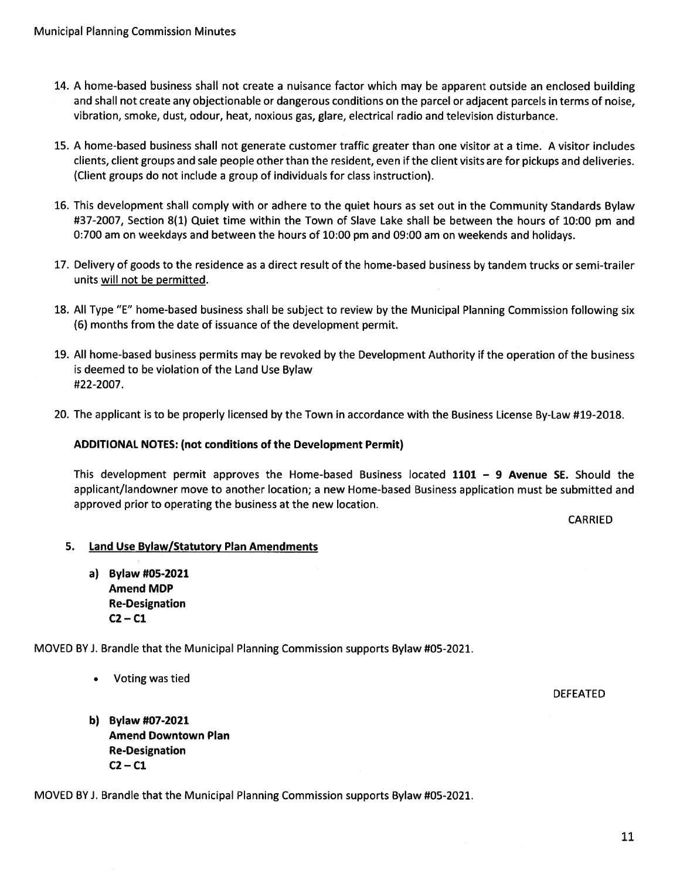14. A home-based business shall not create a nuisance factor which may be apparent outside an enclosed building and shall not create any objectionable or dangerous conditions on the parcel or adjacent parcels in terms of noise, vibration, smoke, dust, odour, heat, noxious gas, glare, electrical radio and television disturbance.

15. A home-based business shall not generate customer traffic greater than one visitor at a time. A visitor includes clients, client groups and sale people other than the resident, even if the client visits are for pickups and deliveries. (Client groups do not include a group of individuals for class instruction).

16. This development shall comply with or adhere to the quiet hours as set out in the Community Standards Bylaw #37-2007, Section 8(1) Quiet time within the Town of Slave Lake shall be between the hours of 10:00 pm and 0:700 am on weekdays and between the hours of 10:00 pm and 09:00 am on weekends and holidays.

17. Delivery of goods to the residence as a direct result of the home-based business by tandem trucks or semi-trailer units will not be permitted.

18. All Type "E" home-based business shall be subject to review by the Municipal Planning Commission following six (6) months from the date of issuance of the development permit.

19. All home-based business permits may be revoked by the Development Authority if the operation of the business is deemed to be violation of the Land Use Bylaw #22-2007.

20. The applicant is to be properly licensed by the Town in accordance with the Business License By-Law #19-2018.

**ADDITIONAL NOTES: (not conditions of the Development Permit)**

This development permit approves the Home-based Business located **1101 – 9 Avenue SE.** Should the applicant/landowner move to another location; a new Home-based Business application must be submitted and approved prior to operating the business at the new location.

CARRIED

### 5. Land Use Bylaw/Statutory Plan Amendments

**a) Bylaw #05-2021**
**Amend MDP**
**Re-Designation**
**C2 – C1**

MOVED BY J. Brandle that the Municipal Planning Commission supports Bylaw #05-2021.

- Voting was tied

DEFEATED

**b) Bylaw #07-2021**
**Amend Downtown Plan**
**Re-Designation**
**C2 – C1**

MOVED BY J. Brandle that the Municipal Planning Commission supports Bylaw #05-2021.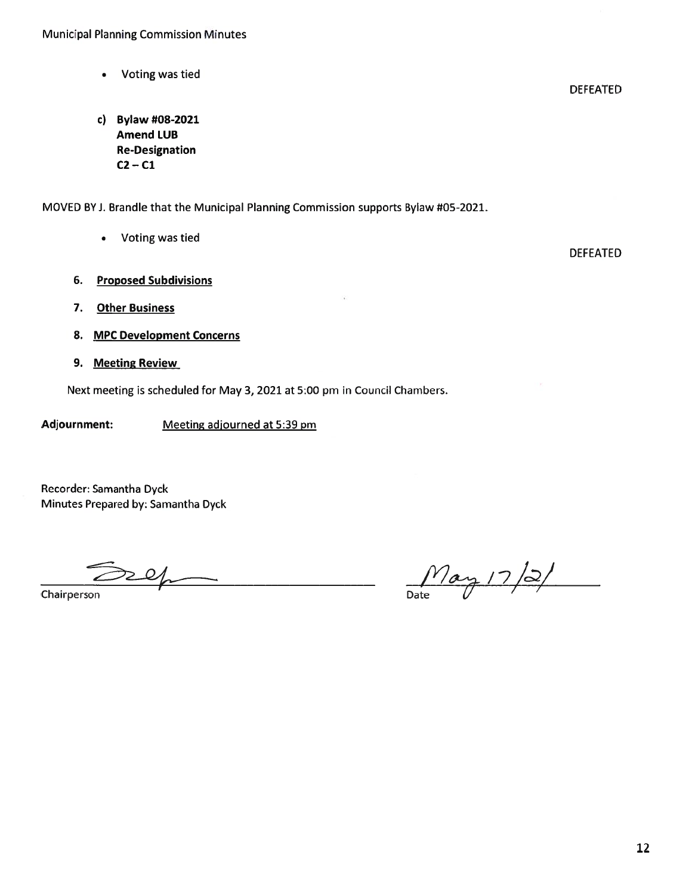- Voting was tied

DEFEATED

c) **Bylaw #08-2021**
   **Amend LUB**
   **Re-Designation**
   **C2 – C1**

MOVED BY J. Brandle that the Municipal Planning Commission supports Bylaw #05-2021.

- Voting was tied

DEFEATED

6. **Proposed Subdivisions**

7. **Other Business**

8. **MPC Development Concerns**

9. **Meeting Review**

Next meeting is scheduled for May 3, 2021 at 5:00 pm in Council Chambers.

**Adjournment:** Meeting adjourned at 5:39 pm

Recorder: Samantha Dyck
Minutes Prepared by: Samantha Dyck

Chairperson

May 17/21
Date